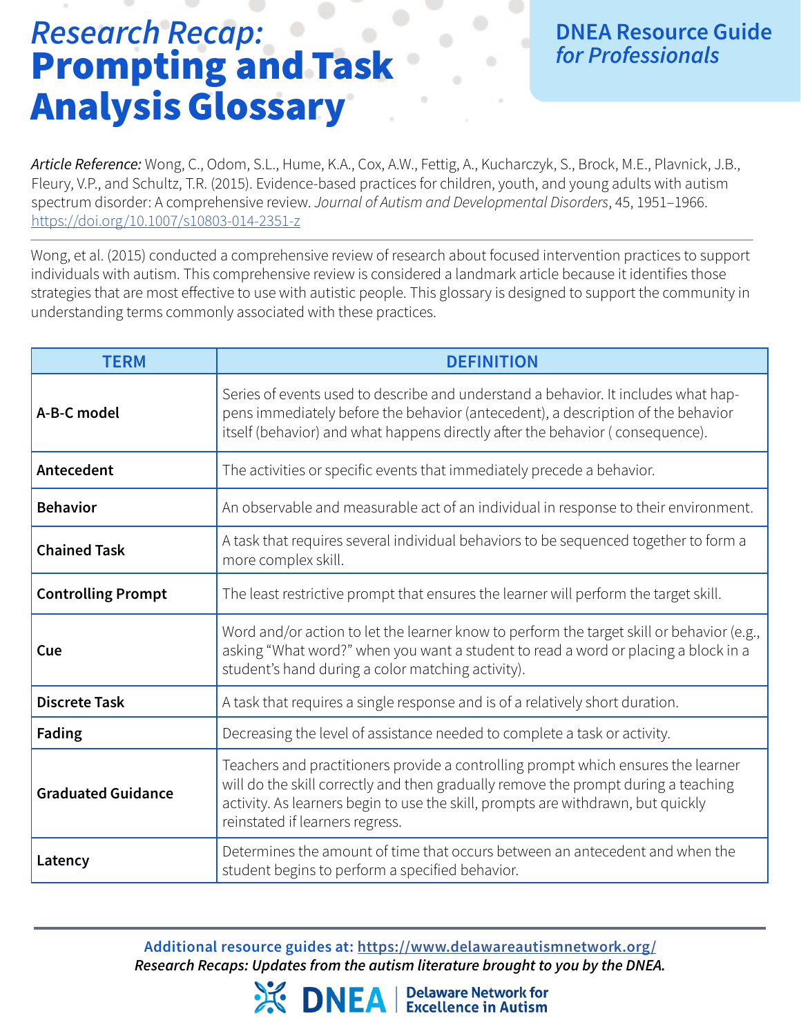# *Research Recap:* Prompting and Task Analysis Glossary

**DNEA Resource Guide *for Professionals***

*Article Reference:* Wong, C., Odom, S.L., Hume, K.A., Cox, A.W., Fettig, A., Kucharczyk, S., Brock, M.E., Plavnick, J.B., Fleury, V.P., and Schultz, T.R. (2015). Evidence-based practices for children, youth, and young adults with autism spectrum disorder: A comprehensive review. *Journal of Autism and Developmental Disorders*, 45, 1951–1966. https://doi.org/10.1007/s10803-014-2351-z

---

Wong, et al. (2015) conducted a comprehensive review of research about focused intervention practices to support individuals with autism. This comprehensive review is considered a landmark article because it identifies those strategies that are most effective to use with autistic people. This glossary is designed to support the community in understanding terms commonly associated with these practices.

| TERM | DEFINITION |
|---|---|
| **A-B-C model** | Series of events used to describe and understand a behavior. It includes what happens immediately before the behavior (antecedent), a description of the behavior itself (behavior) and what happens directly after the behavior ( consequence). |
| **Antecedent** | The activities or specific events that immediately precede a behavior. |
| **Behavior** | An observable and measurable act of an individual in response to their environment. |
| **Chained Task** | A task that requires several individual behaviors to be sequenced together to form a more complex skill. |
| **Controlling Prompt** | The least restrictive prompt that ensures the learner will perform the target skill. |
| **Cue** | Word and/or action to let the learner know to perform the target skill or behavior (e.g., asking "What word?" when you want a student to read a word or placing a block in a student's hand during a color matching activity). |
| **Discrete Task** | A task that requires a single response and is of a relatively short duration. |
| **Fading** | Decreasing the level of assistance needed to complete a task or activity. |
| **Graduated Guidance** | Teachers and practitioners provide a controlling prompt which ensures the learner will do the skill correctly and then gradually remove the prompt during a teaching activity. As learners begin to use the skill, prompts are withdrawn, but quickly reinstated if learners regress. |
| **Latency** | Determines the amount of time that occurs between an antecedent and when the student begins to perform a specified behavior. |

---

**Additional resource guides at: https://www.delawareautismnetwork.org/**

***Research Recaps: Updates from the autism literature brought to you by the DNEA.***

DNEA | Delaware Network for Excellence in Autism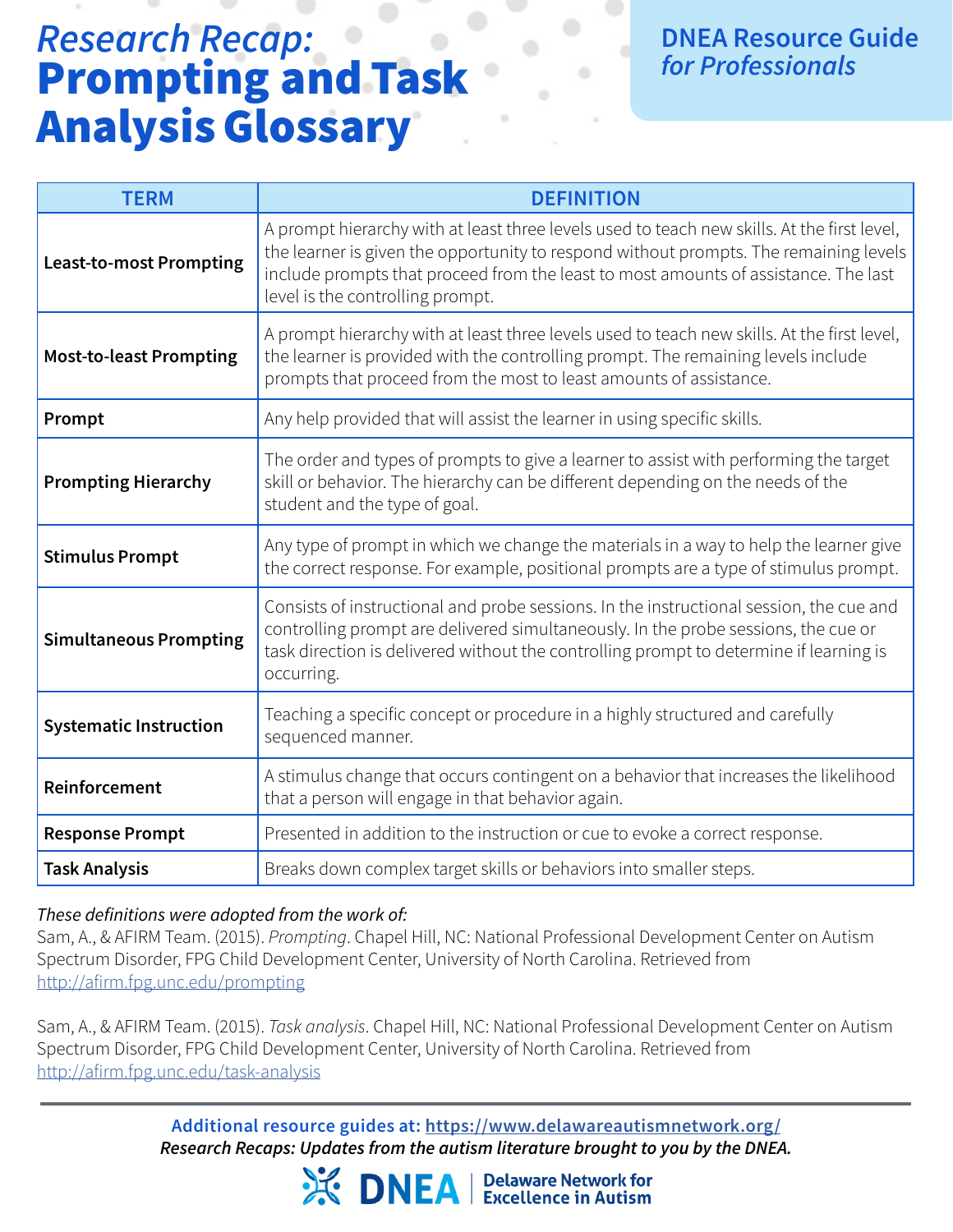# *Research Recap:* Prompting and Task Analysis Glossary

**DNEA Resource Guide *for Professionals***

| TERM | DEFINITION |
|---|---|
| **Least-to-most Prompting** | A prompt hierarchy with at least three levels used to teach new skills. At the first level, the learner is given the opportunity to respond without prompts. The remaining levels include prompts that proceed from the least to most amounts of assistance. The last level is the controlling prompt. |
| **Most-to-least Prompting** | A prompt hierarchy with at least three levels used to teach new skills. At the first level, the learner is provided with the controlling prompt. The remaining levels include prompts that proceed from the most to least amounts of assistance. |
| **Prompt** | Any help provided that will assist the learner in using specific skills. |
| **Prompting Hierarchy** | The order and types of prompts to give a learner to assist with performing the target skill or behavior. The hierarchy can be different depending on the needs of the student and the type of goal. |
| **Stimulus Prompt** | Any type of prompt in which we change the materials in a way to help the learner give the correct response. For example, positional prompts are a type of stimulus prompt. |
| **Simultaneous Prompting** | Consists of instructional and probe sessions. In the instructional session, the cue and controlling prompt are delivered simultaneously. In the probe sessions, the cue or task direction is delivered without the controlling prompt to determine if learning is occurring. |
| **Systematic Instruction** | Teaching a specific concept or procedure in a highly structured and carefully sequenced manner. |
| **Reinforcement** | A stimulus change that occurs contingent on a behavior that increases the likelihood that a person will engage in that behavior again. |
| **Response Prompt** | Presented in addition to the instruction or cue to evoke a correct response. |
| **Task Analysis** | Breaks down complex target skills or behaviors into smaller steps. |

*These definitions were adopted from the work of:*

Sam, A., & AFIRM Team. (2015). *Prompting*. Chapel Hill, NC: National Professional Development Center on Autism Spectrum Disorder, FPG Child Development Center, University of North Carolina. Retrieved from http://afirm.fpg.unc.edu/prompting

Sam, A., & AFIRM Team. (2015). *Task analysis*. Chapel Hill, NC: National Professional Development Center on Autism Spectrum Disorder, FPG Child Development Center, University of North Carolina. Retrieved from http://afirm.fpg.unc.edu/task-analysis

**Additional resource guides at: https://www.delawareautismnetwork.org/**

***Research Recaps: Updates from the autism literature brought to you by the DNEA.***

DNEA | Delaware Network for Excellence in Autism